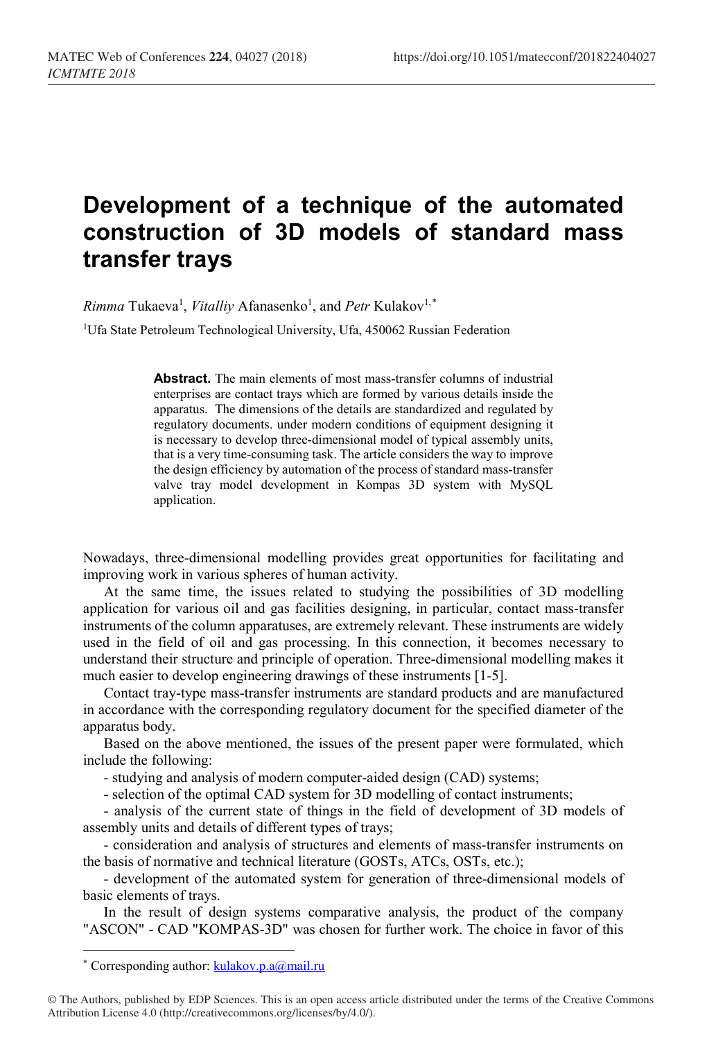# Development of a technique of the automated construction of 3D models of standard mass transfer trays

*Rimma* Tukaeva[1], *Vitalliy* Afanasenko[1], and *Petr* Kulakov[1,*]

[1]Ufa State Petroleum Technological University, Ufa, 450062 Russian Federation

**Abstract.** The main elements of most mass-transfer columns of industrial enterprises are contact trays which are formed by various details inside the apparatus. The dimensions of the details are standardized and regulated by regulatory documents. under modern conditions of equipment designing it is necessary to develop three-dimensional model of typical assembly units, that is a very time-consuming task. The article considers the way to improve the design efficiency by automation of the process of standard mass-transfer valve tray model development in Kompas 3D system with MySQL application.

Nowadays, three-dimensional modelling provides great opportunities for facilitating and improving work in various spheres of human activity.

At the same time, the issues related to studying the possibilities of 3D modelling application for various oil and gas facilities designing, in particular, contact mass-transfer instruments of the column apparatuses, are extremely relevant. These instruments are widely used in the field of oil and gas processing. In this connection, it becomes necessary to understand their structure and principle of operation. Three-dimensional modelling makes it much easier to develop engineering drawings of these instruments [1-5].

Contact tray-type mass-transfer instruments are standard products and are manufactured in accordance with the corresponding regulatory document for the specified diameter of the apparatus body.

Based on the above mentioned, the issues of the present paper were formulated, which include the following:

- studying and analysis of modern computer-aided design (CAD) systems;
- selection of the optimal CAD system for 3D modelling of contact instruments;
- analysis of the current state of things in the field of development of 3D models of assembly units and details of different types of trays;
- consideration and analysis of structures and elements of mass-transfer instruments on the basis of normative and technical literature (GOSTs, ATCs, OSTs, etc.);
- development of the automated system for generation of three-dimensional models of basic elements of trays.

In the result of design systems comparative analysis, the product of the company "ASCON" - CAD "KOMPAS-3D" was chosen for further work. The choice in favor of this

* Corresponding author: kulakov.p.a@mail.ru

© The Authors, published by EDP Sciences. This is an open access article distributed under the terms of the Creative Commons Attribution License 4.0 (http://creativecommons.org/licenses/by/4.0/).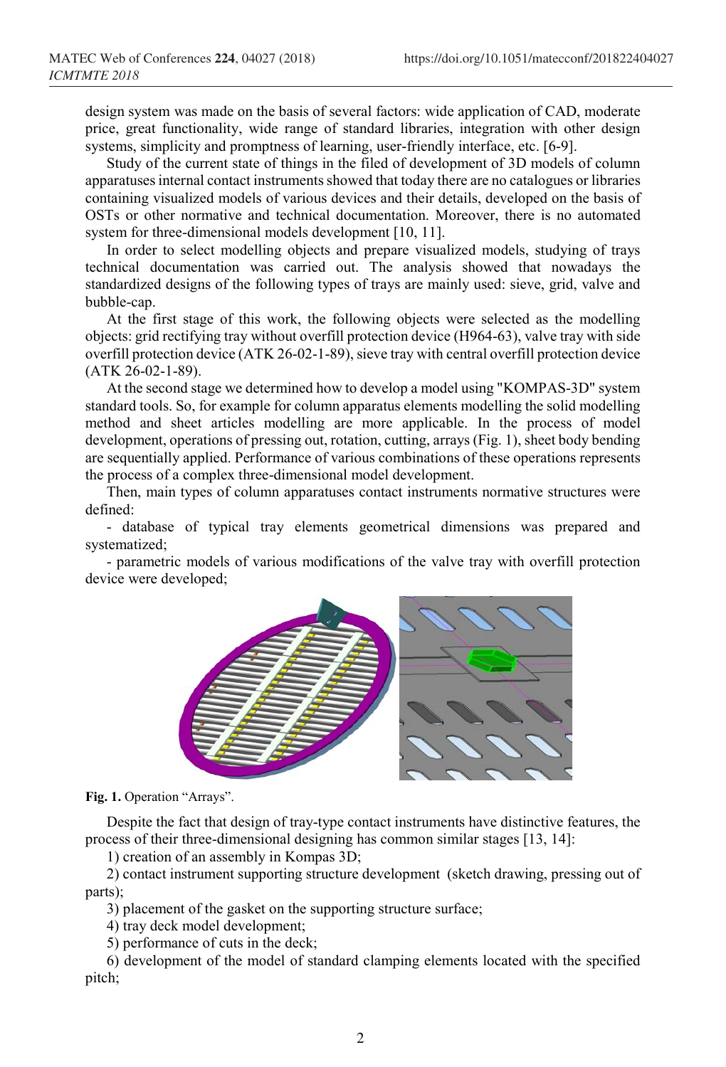design system was made on the basis of several factors: wide application of CAD, moderate price, great functionality, wide range of standard libraries, integration with other design systems, simplicity and promptness of learning, user-friendly interface, etc. [6-9].

Study of the current state of things in the filed of development of 3D models of column apparatuses internal contact instruments showed that today there are no catalogues or libraries containing visualized models of various devices and their details, developed on the basis of OSTs or other normative and technical documentation. Moreover, there is no automated system for three-dimensional models development [10, 11].

In order to select modelling objects and prepare visualized models, studying of trays technical documentation was carried out. The analysis showed that nowadays the standardized designs of the following types of trays are mainly used: sieve, grid, valve and bubble-cap.

At the first stage of this work, the following objects were selected as the modelling objects: grid rectifying tray without overfill protection device (H964-63), valve tray with side overfill protection device (ATK 26-02-1-89), sieve tray with central overfill protection device (ATK 26-02-1-89).

At the second stage we determined how to develop a model using "KOMPAS-3D" system standard tools. So, for example for column apparatus elements modelling the solid modelling method and sheet articles modelling are more applicable. In the process of model development, operations of pressing out, rotation, cutting, arrays (Fig. 1), sheet body bending are sequentially applied. Performance of various combinations of these operations represents the process of a complex three-dimensional model development.

Then, main types of column apparatuses contact instruments normative structures were defined:

- database of typical tray elements geometrical dimensions was prepared and systematized;
- parametric models of various modifications of the valve tray with overfill protection device were developed;

**Fig. 1.** Operation "Arrays".

Despite the fact that design of tray-type contact instruments have distinctive features, the process of their three-dimensional designing has common similar stages [13, 14]:

1) creation of an assembly in Kompas 3D;

2) contact instrument supporting structure development (sketch drawing, pressing out of parts);

3) placement of the gasket on the supporting structure surface;

4) tray deck model development;

5) performance of cuts in the deck;

6) development of the model of standard clamping elements located with the specified pitch;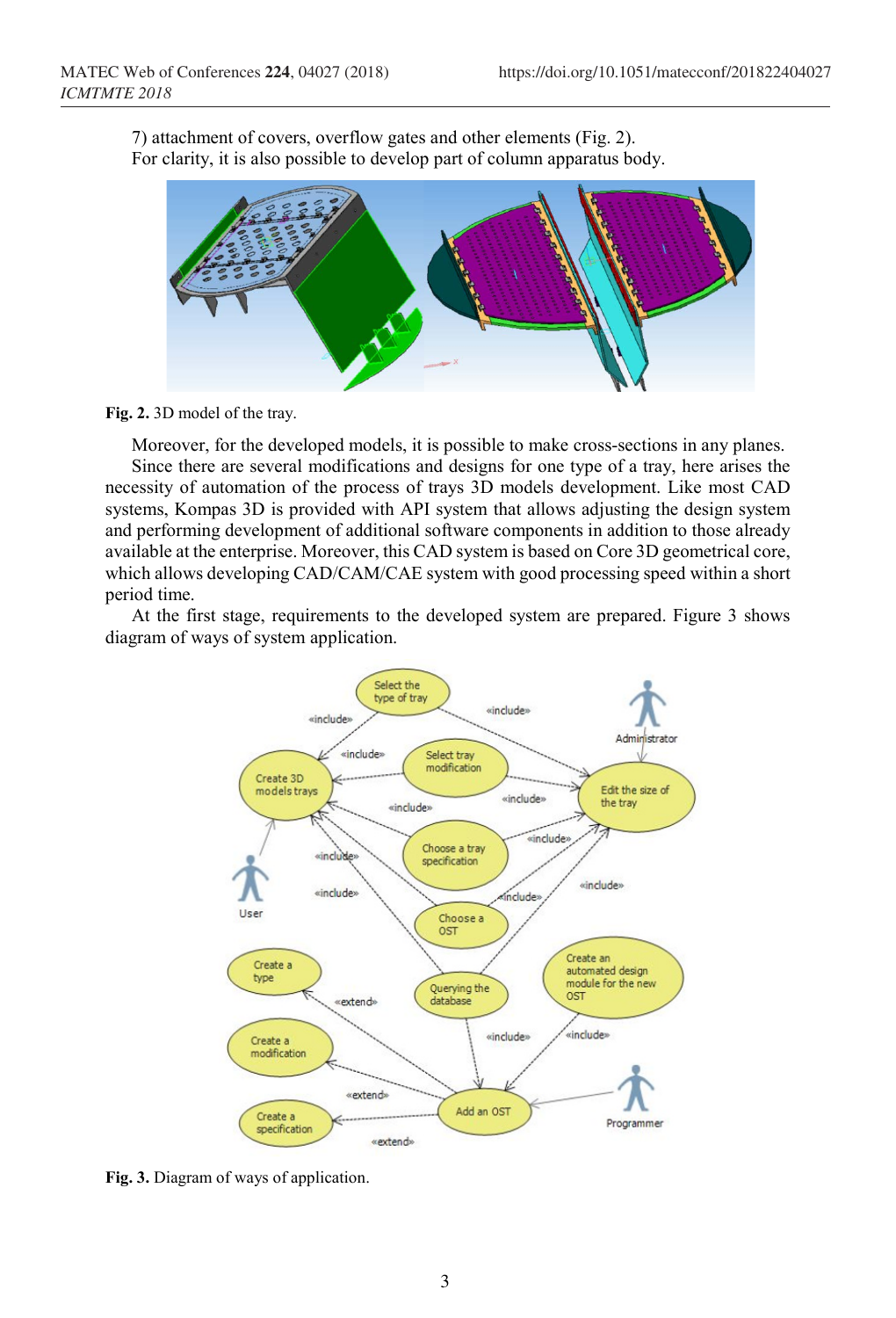7) attachment of covers, overflow gates and other elements (Fig. 2).
For clarity, it is also possible to develop part of column apparatus body.

**Fig. 2.** 3D model of the tray.

Moreover, for the developed models, it is possible to make cross-sections in any planes.

Since there are several modifications and designs for one type of a tray, here arises the necessity of automation of the process of trays 3D models development. Like most CAD systems, Kompas 3D is provided with API system that allows adjusting the design system and performing development of additional software components in addition to those already available at the enterprise. Moreover, this CAD system is based on Core 3D geometrical core, which allows developing CAD/CAM/CAE system with good processing speed within a short period time.

At the first stage, requirements to the developed system are prepared. Figure 3 shows diagram of ways of system application.

**Fig. 3.** Diagram of ways of application.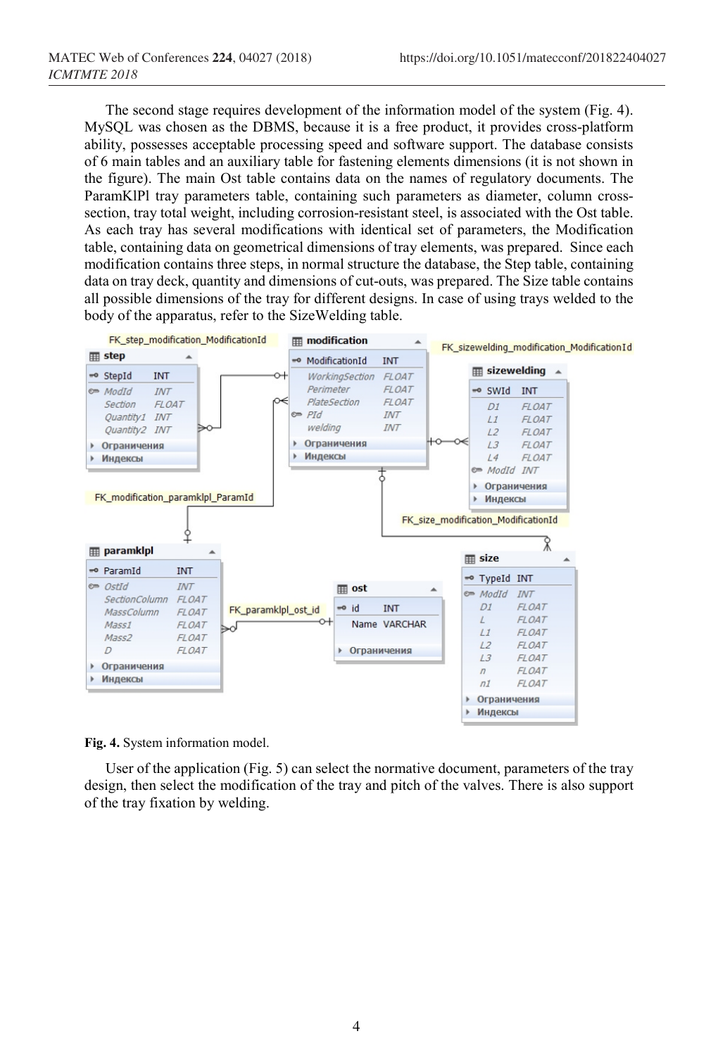The second stage requires development of the information model of the system (Fig. 4). MySQL was chosen as the DBMS, because it is a free product, it provides cross-platform ability, possesses acceptable processing speed and software support. The database consists of 6 main tables and an auxiliary table for fastening elements dimensions (it is not shown in the figure). The main Ost table contains data on the names of regulatory documents. The ParamKlPl tray parameters table, containing such parameters as diameter, column cross-section, tray total weight, including corrosion-resistant steel, is associated with the Ost table. As each tray has several modifications with identical set of parameters, the Modification table, containing data on geometrical dimensions of tray elements, was prepared. Since each modification contains three steps, in normal structure the database, the Step table, containing data on tray deck, quantity and dimensions of cut-outs, was prepared. The Size table contains all possible dimensions of the tray for different designs. In case of using trays welded to the body of the apparatus, refer to the SizeWelding table.

**Fig. 4.** System information model.

User of the application (Fig. 5) can select the normative document, parameters of the tray design, then select the modification of the tray and pitch of the valves. There is also support of the tray fixation by welding.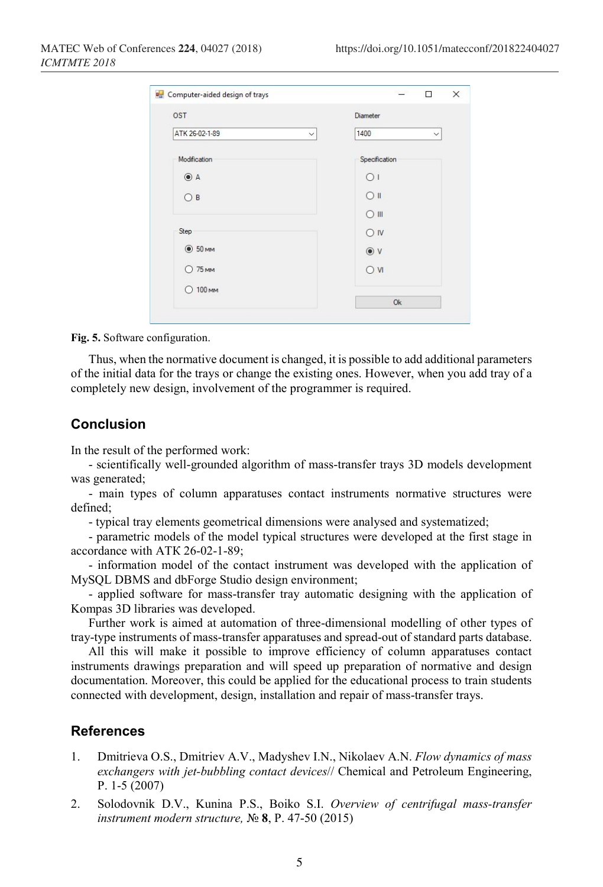Fig. 5. Software configuration.

Thus, when the normative document is changed, it is possible to add additional parameters of the initial data for the trays or change the existing ones. However, when you add tray of a completely new design, involvement of the programmer is required.

## Conclusion

In the result of the performed work:

- scientifically well-grounded algorithm of mass-transfer trays 3D models development was generated;
- main types of column apparatuses contact instruments normative structures were defined;
- typical tray elements geometrical dimensions were analysed and systematized;
- parametric models of the model typical structures were developed at the first stage in accordance with ATK 26-02-1-89;
- information model of the contact instrument was developed with the application of MySQL DBMS and dbForge Studio design environment;
- applied software for mass-transfer tray automatic designing with the application of Kompas 3D libraries was developed.

Further work is aimed at automation of three-dimensional modelling of other types of tray-type instruments of mass-transfer apparatuses and spread-out of standard parts database.

All this will make it possible to improve efficiency of column apparatuses contact instruments drawings preparation and will speed up preparation of normative and design documentation. Moreover, this could be applied for the educational process to train students connected with development, design, installation and repair of mass-transfer trays.

## References

1. Dmitrieva O.S., Dmitriev A.V., Madyshev I.N., Nikolaev A.N. *Flow dynamics of mass exchangers with jet-bubbling contact devices*// Chemical and Petroleum Engineering, P. 1-5 (2007)
2. Solodovnik D.V., Kunina P.S., Boiko S.I. *Overview of centrifugal mass-transfer instrument modern structure,* № **8**, P. 47-50 (2015)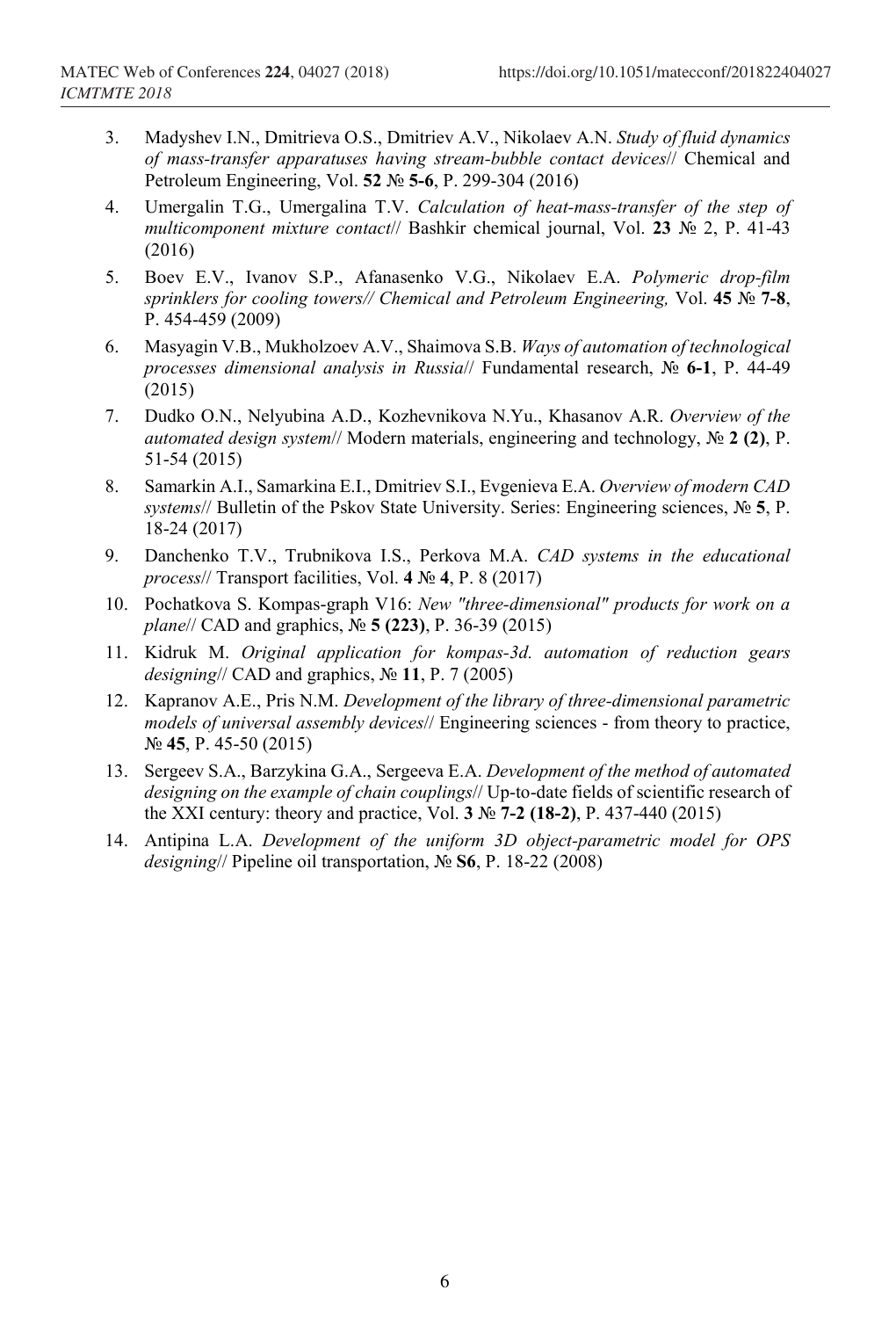3. Madyshev I.N., Dmitrieva O.S., Dmitriev A.V., Nikolaev A.N. *Study of fluid dynamics of mass-transfer apparatuses having stream-bubble contact devices*// Chemical and Petroleum Engineering, Vol. **52** № **5-6**, P. 299-304 (2016)
4. Umergalin T.G., Umergalina T.V. *Calculation of heat-mass-transfer of the step of multicomponent mixture contact*// Bashkir chemical journal, Vol. **23** № 2, P. 41-43 (2016)
5. Boev E.V., Ivanov S.P., Afanasenko V.G., Nikolaev E.A. *Polymeric drop-film sprinklers for cooling towers// Chemical and Petroleum Engineering,* Vol. **45** № **7-8**, P. 454-459 (2009)
6. Masyagin V.B., Mukholzoev A.V., Shaimova S.B. *Ways of automation of technological processes dimensional analysis in Russia*// Fundamental research, № **6-1**, P. 44-49 (2015)
7. Dudko O.N., Nelyubina A.D., Kozhevnikova N.Yu., Khasanov A.R. *Overview of the automated design system*// Modern materials, engineering and technology, № **2 (2)**, P. 51-54 (2015)
8. Samarkin A.I., Samarkina E.I., Dmitriev S.I., Evgenieva E.A. *Overview of modern CAD systems*// Bulletin of the Pskov State University. Series: Engineering sciences, № **5**, P. 18-24 (2017)
9. Danchenko T.V., Trubnikova I.S., Perkova M.A. *CAD systems in the educational process*// Transport facilities, Vol. **4** № **4**, P. 8 (2017)
10. Pochatkova S. Kompas-graph V16: *New "three-dimensional" products for work on a plane*// CAD and graphics, № **5 (223)**, P. 36-39 (2015)
11. Kidruk M. *Original application for kompas-3d. automation of reduction gears designing*// CAD and graphics, № **11**, P. 7 (2005)
12. Kapranov A.E., Pris N.M. *Development of the library of three-dimensional parametric models of universal assembly devices*// Engineering sciences - from theory to practice, № **45**, P. 45-50 (2015)
13. Sergeev S.A., Barzykina G.A., Sergeeva E.A. *Development of the method of automated designing on the example of chain couplings*// Up-to-date fields of scientific research of the XXI century: theory and practice, Vol. **3** № **7-2 (18-2)**, P. 437-440 (2015)
14. Antipina L.A. *Development of the uniform 3D object-parametric model for OPS designing*// Pipeline oil transportation, № **S6**, P. 18-22 (2008)